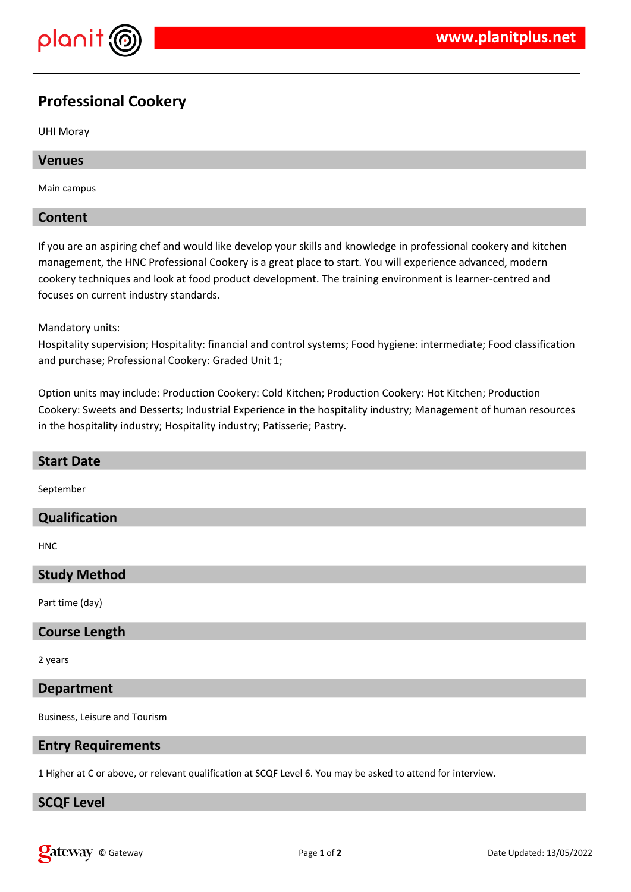# Professional Cookery

UHI Moray

## Venues

Main campus

## Content

If you are an aspiring chef and would like develop your skills and knowledge in professional cookery and kitchen management, the HNC Professional Cookery is a great place to start. You will experience advanced, modern cookery techniques and look at food product development. The training environment is learner-centred and focuses on current industry standards.

Mandatory units:
Hospitality supervision; Hospitality: financial and control systems; Food hygiene: intermediate; Food classification and purchase; Professional Cookery: Graded Unit 1;

Option units may include: Production Cookery: Cold Kitchen; Production Cookery: Hot Kitchen; Production Cookery: Sweets and Desserts; Industrial Experience in the hospitality industry; Management of human resources in the hospitality industry; Hospitality industry; Patisserie; Pastry.

## Start Date

September

## Qualification

HNC

## Study Method

Part time (day)

## Course Length

2 years

## Department

Business, Leisure and Tourism

## Entry Requirements

1 Higher at C or above, or relevant qualification at SCQF Level 6. You may be asked to attend for interview.

## SCQF Level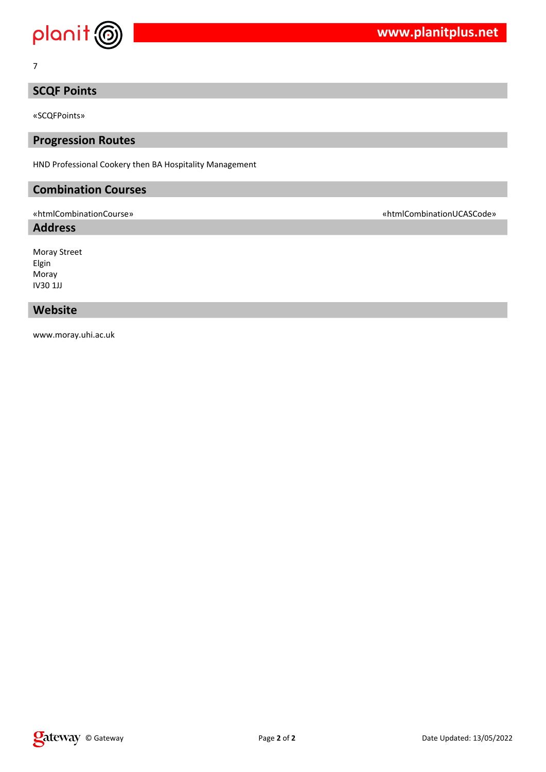7

## SCQF Points

«SCQFPoints»

## Progression Routes

HND Professional Cookery then BA Hospitality Management

## Combination Courses

«htmlCombinationCourse» «htmlCombinationUCASCode»

## Address

Moray Street
Elgin
Moray
IV30 1JJ

## Website

www.moray.uhi.ac.uk